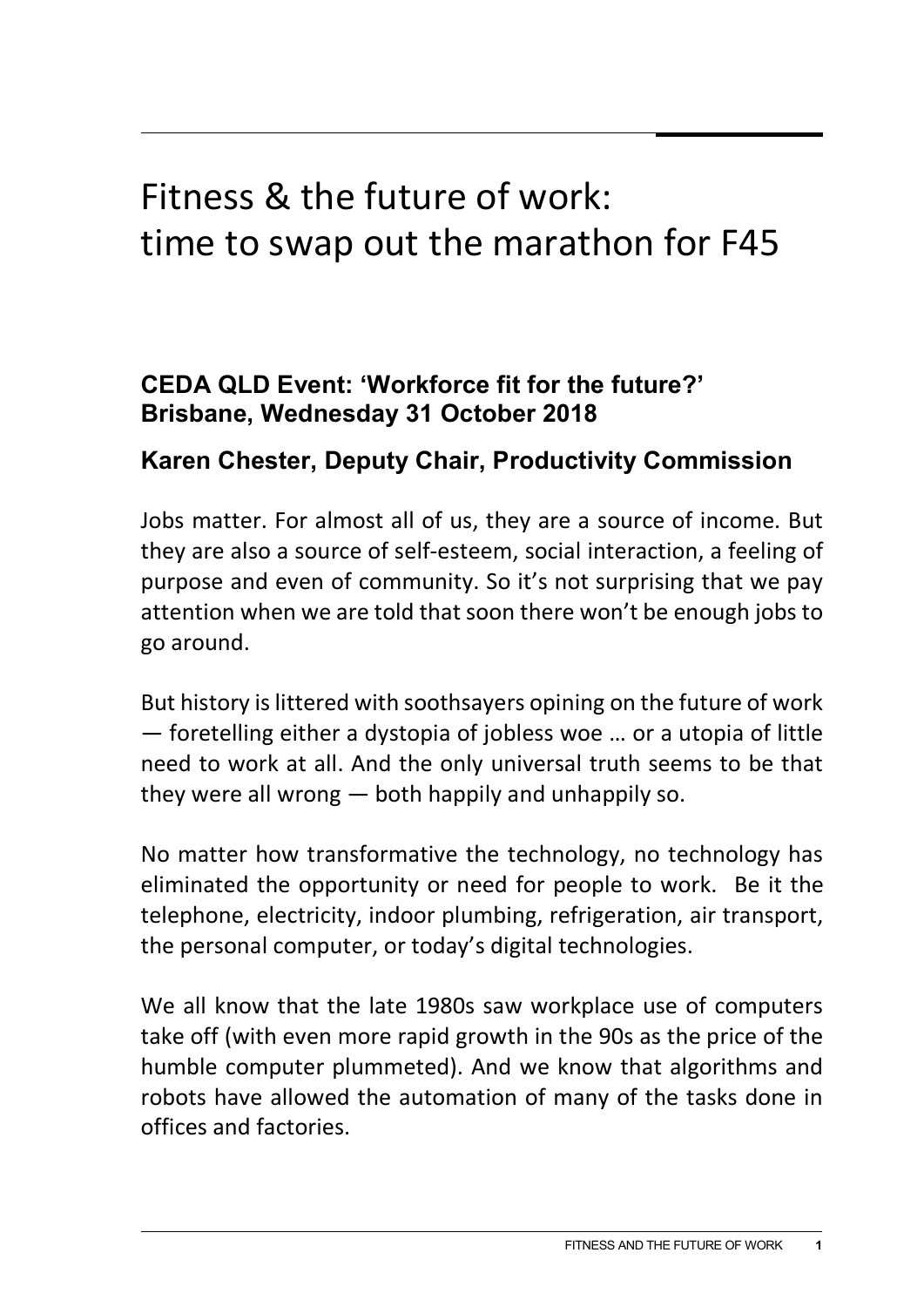# Fitness & the future of work: time to swap out the marathon for F45

## CEDA QLD Event: 'Workforce fit for the future?' Brisbane, Wednesday 31 October 2018

## Karen Chester, Deputy Chair, Productivity Commission

Jobs matter. For almost all of us, they are a source of income. But they are also a source of self-esteem, social interaction, a feeling of purpose and even of community. So it's not surprising that we pay attention when we are told that soon there won't be enough jobs to go around.

But history is littered with soothsayers opining on the future of work — foretelling either a dystopia of jobless woe … or a utopia of little need to work at all. And the only universal truth seems to be that they were all wrong — both happily and unhappily so.

No matter how transformative the technology, no technology has eliminated the opportunity or need for people to work. Be it the telephone, electricity, indoor plumbing, refrigeration, air transport, the personal computer, or today's digital technologies.

We all know that the late 1980s saw workplace use of computers take off (with even more rapid growth in the 90s as the price of the humble computer plummeted). And we know that algorithms and robots have allowed the automation of many of the tasks done in offices and factories.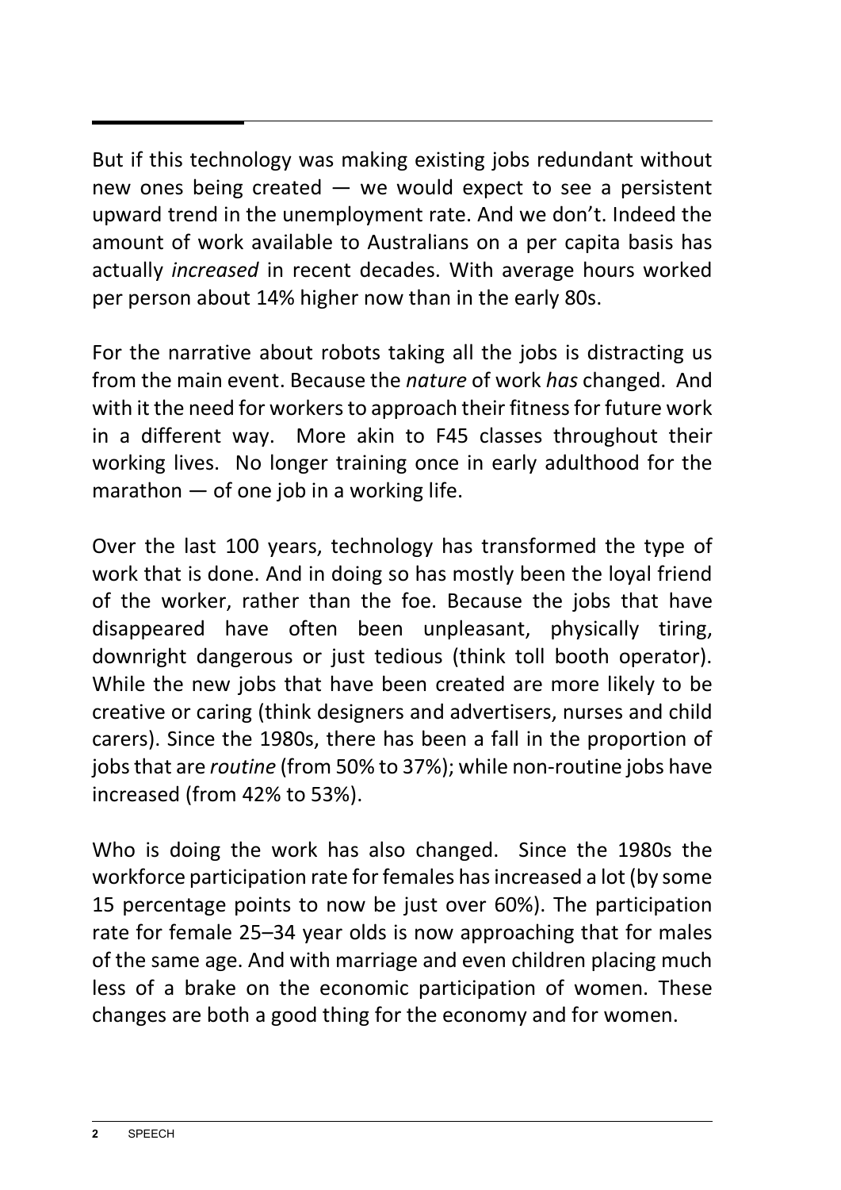But if this technology was making existing jobs redundant without new ones being created — we would expect to see a persistent upward trend in the unemployment rate. And we don't. Indeed the amount of work available to Australians on a per capita basis has actually *increased* in recent decades. With average hours worked per person about 14% higher now than in the early 80s.

For the narrative about robots taking all the jobs is distracting us from the main event. Because the *nature* of work *has* changed. And with it the need for workers to approach their fitness for future work in a different way. More akin to F45 classes throughout their working lives. No longer training once in early adulthood for the marathon — of one job in a working life.

Over the last 100 years, technology has transformed the type of work that is done. And in doing so has mostly been the loyal friend of the worker, rather than the foe. Because the jobs that have disappeared have often been unpleasant, physically tiring, downright dangerous or just tedious (think toll booth operator). While the new jobs that have been created are more likely to be creative or caring (think designers and advertisers, nurses and child carers). Since the 1980s, there has been a fall in the proportion of jobs that are *routine* (from 50% to 37%); while non-routine jobs have increased (from 42% to 53%).

Who is doing the work has also changed. Since the 1980s the workforce participation rate for females has increased a lot (by some 15 percentage points to now be just over 60%). The participation rate for female 25–34 year olds is now approaching that for males of the same age. And with marriage and even children placing much less of a brake on the economic participation of women. These changes are both a good thing for the economy and for women.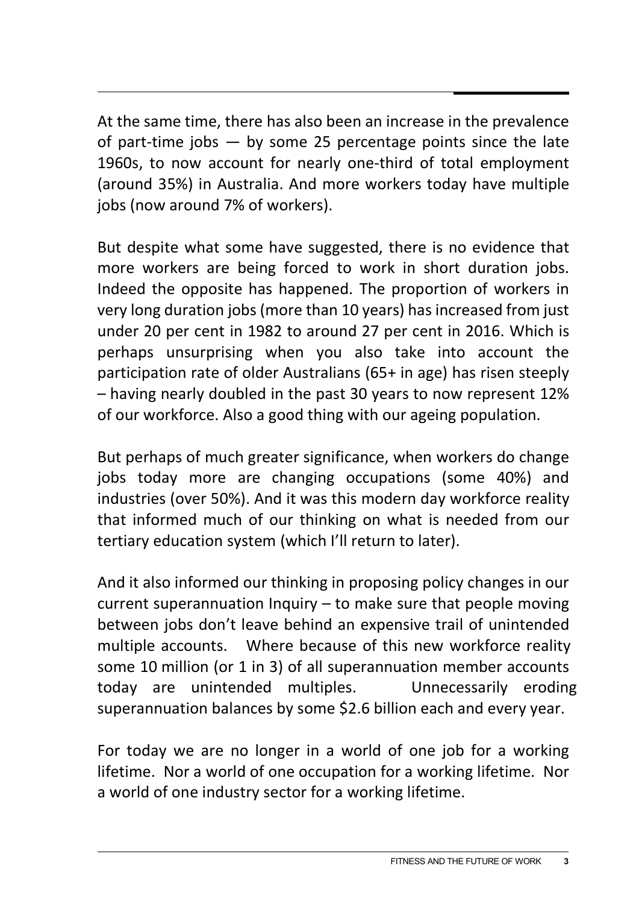At the same time, there has also been an increase in the prevalence of part-time jobs — by some 25 percentage points since the late 1960s, to now account for nearly one-third of total employment (around 35%) in Australia. And more workers today have multiple jobs (now around 7% of workers).

But despite what some have suggested, there is no evidence that more workers are being forced to work in short duration jobs. Indeed the opposite has happened. The proportion of workers in very long duration jobs (more than 10 years) has increased from just under 20 per cent in 1982 to around 27 per cent in 2016. Which is perhaps unsurprising when you also take into account the participation rate of older Australians (65+ in age) has risen steeply – having nearly doubled in the past 30 years to now represent 12% of our workforce. Also a good thing with our ageing population.

But perhaps of much greater significance, when workers do change jobs today more are changing occupations (some 40%) and industries (over 50%). And it was this modern day workforce reality that informed much of our thinking on what is needed from our tertiary education system (which I'll return to later).

And it also informed our thinking in proposing policy changes in our current superannuation Inquiry – to make sure that people moving between jobs don't leave behind an expensive trail of unintended multiple accounts. Where because of this new workforce reality some 10 million (or 1 in 3) of all superannuation member accounts today are unintended multiples. Unnecessarily eroding superannuation balances by some $2.6 billion each and every year.

For today we are no longer in a world of one job for a working lifetime. Nor a world of one occupation for a working lifetime. Nor a world of one industry sector for a working lifetime.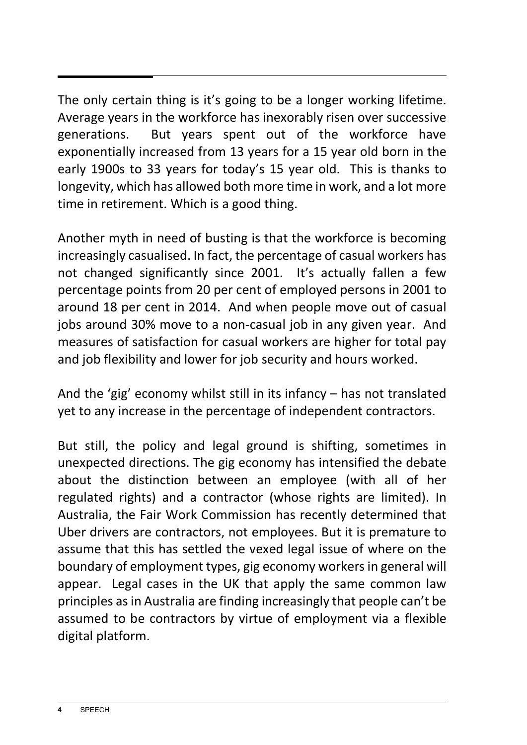The only certain thing is it's going to be a longer working lifetime. Average years in the workforce has inexorably risen over successive generations. But years spent out of the workforce have exponentially increased from 13 years for a 15 year old born in the early 1900s to 33 years for today's 15 year old. This is thanks to longevity, which has allowed both more time in work, and a lot more time in retirement. Which is a good thing.

Another myth in need of busting is that the workforce is becoming increasingly casualised. In fact, the percentage of casual workers has not changed significantly since 2001. It's actually fallen a few percentage points from 20 per cent of employed persons in 2001 to around 18 per cent in 2014. And when people move out of casual jobs around 30% move to a non-casual job in any given year. And measures of satisfaction for casual workers are higher for total pay and job flexibility and lower for job security and hours worked.

And the 'gig' economy whilst still in its infancy – has not translated yet to any increase in the percentage of independent contractors.

But still, the policy and legal ground is shifting, sometimes in unexpected directions. The gig economy has intensified the debate about the distinction between an employee (with all of her regulated rights) and a contractor (whose rights are limited). In Australia, the Fair Work Commission has recently determined that Uber drivers are contractors, not employees. But it is premature to assume that this has settled the vexed legal issue of where on the boundary of employment types, gig economy workers in general will appear. Legal cases in the UK that apply the same common law principles as in Australia are finding increasingly that people can't be assumed to be contractors by virtue of employment via a flexible digital platform.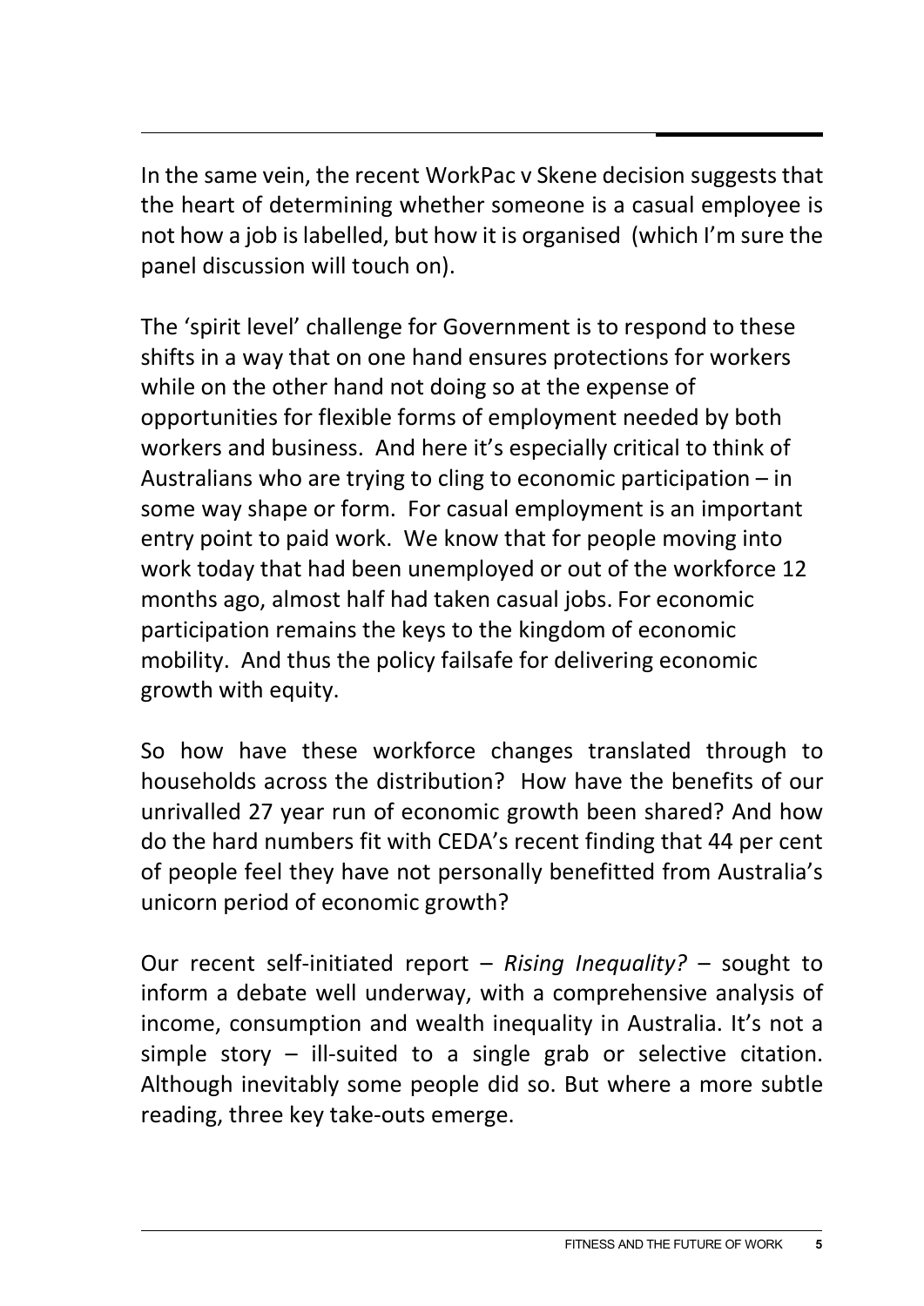In the same vein, the recent WorkPac v Skene decision suggests that the heart of determining whether someone is a casual employee is not how a job is labelled, but how it is organised (which I'm sure the panel discussion will touch on).

The 'spirit level' challenge for Government is to respond to these shifts in a way that on one hand ensures protections for workers while on the other hand not doing so at the expense of opportunities for flexible forms of employment needed by both workers and business. And here it's especially critical to think of Australians who are trying to cling to economic participation – in some way shape or form. For casual employment is an important entry point to paid work. We know that for people moving into work today that had been unemployed or out of the workforce 12 months ago, almost half had taken casual jobs. For economic participation remains the keys to the kingdom of economic mobility. And thus the policy failsafe for delivering economic growth with equity.

So how have these workforce changes translated through to households across the distribution? How have the benefits of our unrivalled 27 year run of economic growth been shared? And how do the hard numbers fit with CEDA's recent finding that 44 per cent of people feel they have not personally benefitted from Australia's unicorn period of economic growth?

Our recent self-initiated report – *Rising Inequality?* – sought to inform a debate well underway, with a comprehensive analysis of income, consumption and wealth inequality in Australia. It's not a simple story – ill-suited to a single grab or selective citation. Although inevitably some people did so. But where a more subtle reading, three key take-outs emerge.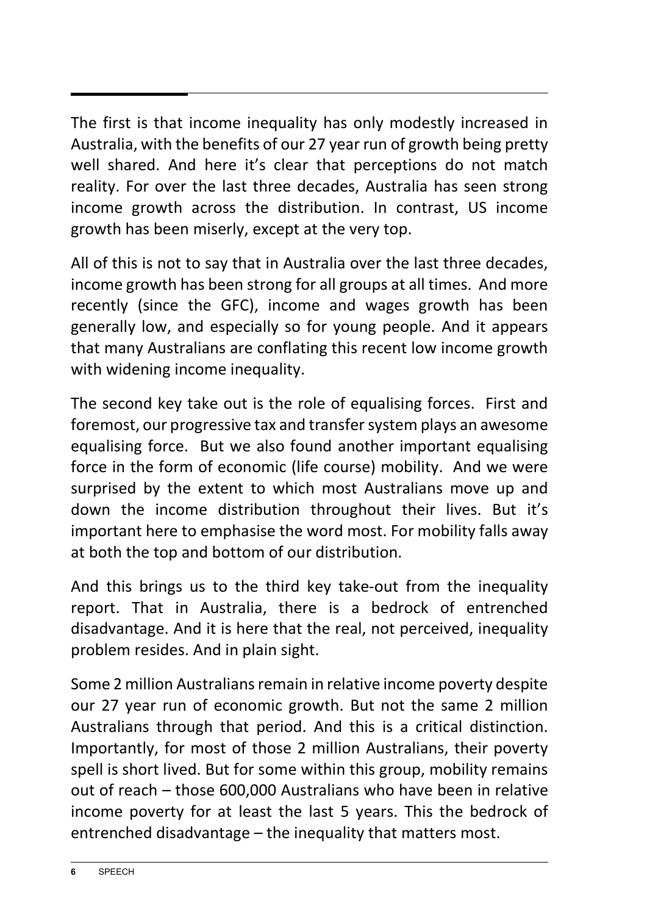The first is that income inequality has only modestly increased in Australia, with the benefits of our 27 year run of growth being pretty well shared. And here it's clear that perceptions do not match reality. For over the last three decades, Australia has seen strong income growth across the distribution. In contrast, US income growth has been miserly, except at the very top.

All of this is not to say that in Australia over the last three decades, income growth has been strong for all groups at all times. And more recently (since the GFC), income and wages growth has been generally low, and especially so for young people. And it appears that many Australians are conflating this recent low income growth with widening income inequality.

The second key take out is the role of equalising forces. First and foremost, our progressive tax and transfer system plays an awesome equalising force. But we also found another important equalising force in the form of economic (life course) mobility. And we were surprised by the extent to which most Australians move up and down the income distribution throughout their lives. But it's important here to emphasise the word most. For mobility falls away at both the top and bottom of our distribution.

And this brings us to the third key take-out from the inequality report. That in Australia, there is a bedrock of entrenched disadvantage. And it is here that the real, not perceived, inequality problem resides. And in plain sight.

Some 2 million Australians remain in relative income poverty despite our 27 year run of economic growth. But not the same 2 million Australians through that period. And this is a critical distinction. Importantly, for most of those 2 million Australians, their poverty spell is short lived. But for some within this group, mobility remains out of reach – those 600,000 Australians who have been in relative income poverty for at least the last 5 years. This the bedrock of entrenched disadvantage – the inequality that matters most.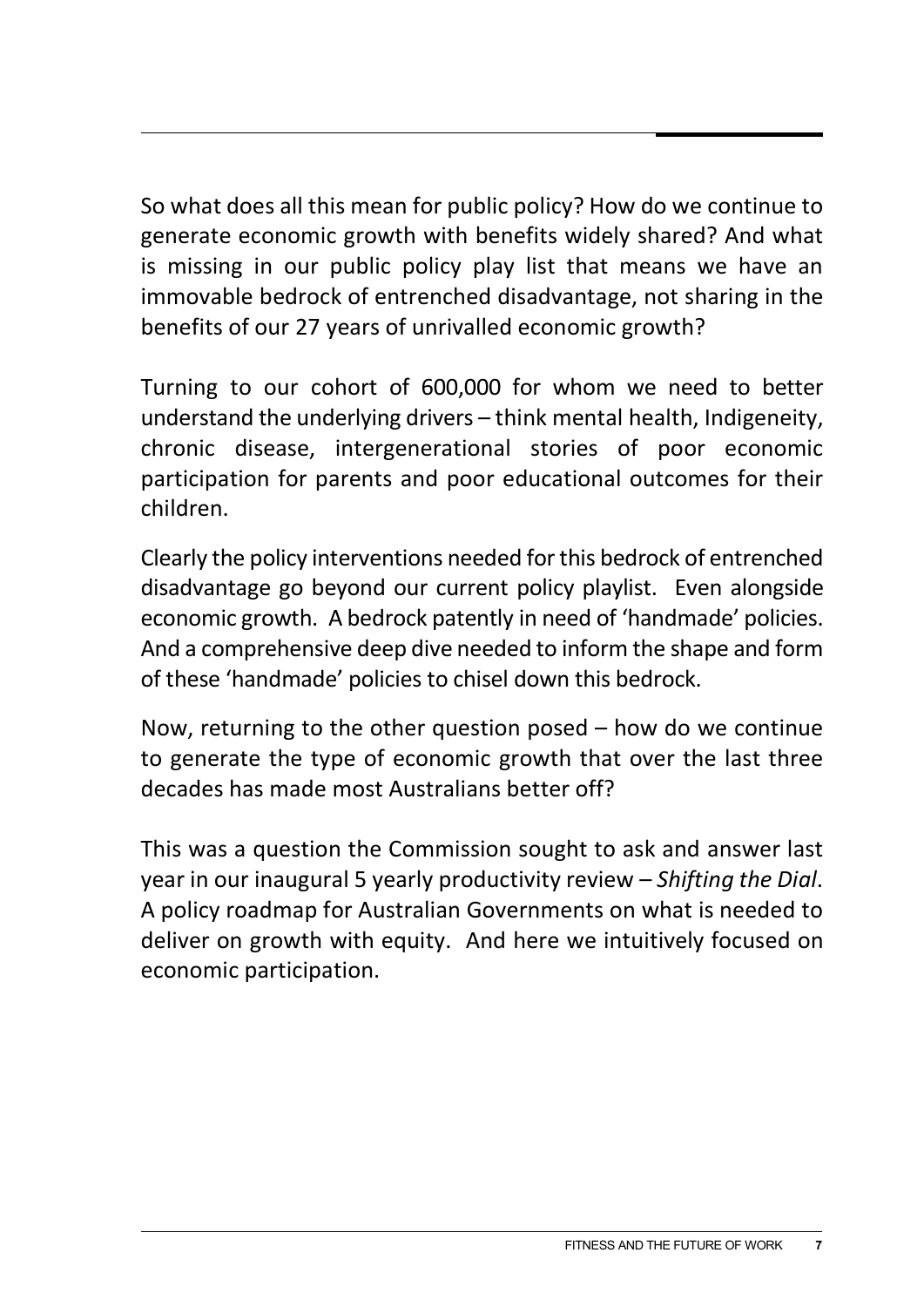So what does all this mean for public policy? How do we continue to generate economic growth with benefits widely shared? And what is missing in our public policy play list that means we have an immovable bedrock of entrenched disadvantage, not sharing in the benefits of our 27 years of unrivalled economic growth?

Turning to our cohort of 600,000 for whom we need to better understand the underlying drivers – think mental health, Indigeneity, chronic disease, intergenerational stories of poor economic participation for parents and poor educational outcomes for their children.

Clearly the policy interventions needed for this bedrock of entrenched disadvantage go beyond our current policy playlist. Even alongside economic growth. A bedrock patently in need of 'handmade' policies. And a comprehensive deep dive needed to inform the shape and form of these 'handmade' policies to chisel down this bedrock.

Now, returning to the other question posed – how do we continue to generate the type of economic growth that over the last three decades has made most Australians better off?

This was a question the Commission sought to ask and answer last year in our inaugural 5 yearly productivity review – *Shifting the Dial*. A policy roadmap for Australian Governments on what is needed to deliver on growth with equity. And here we intuitively focused on economic participation.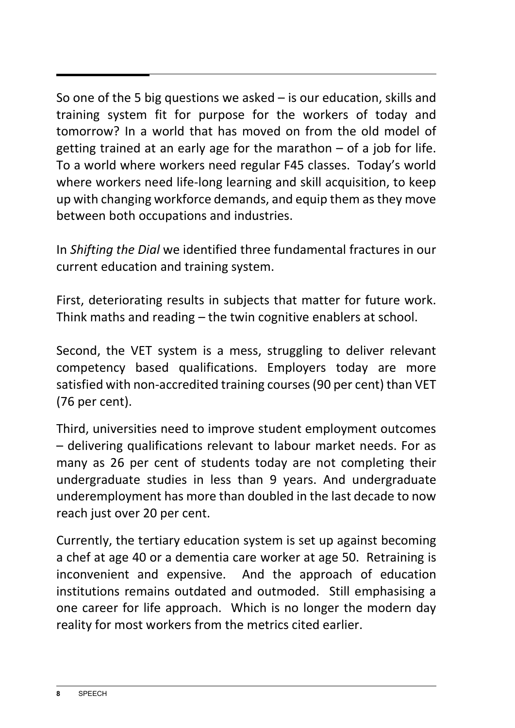So one of the 5 big questions we asked – is our education, skills and training system fit for purpose for the workers of today and tomorrow? In a world that has moved on from the old model of getting trained at an early age for the marathon – of a job for life. To a world where workers need regular F45 classes. Today's world where workers need life-long learning and skill acquisition, to keep up with changing workforce demands, and equip them as they move between both occupations and industries.

In *Shifting the Dial* we identified three fundamental fractures in our current education and training system.

First, deteriorating results in subjects that matter for future work. Think maths and reading – the twin cognitive enablers at school.

Second, the VET system is a mess, struggling to deliver relevant competency based qualifications. Employers today are more satisfied with non-accredited training courses (90 per cent) than VET (76 per cent).

Third, universities need to improve student employment outcomes – delivering qualifications relevant to labour market needs. For as many as 26 per cent of students today are not completing their undergraduate studies in less than 9 years. And undergraduate underemployment has more than doubled in the last decade to now reach just over 20 per cent.

Currently, the tertiary education system is set up against becoming a chef at age 40 or a dementia care worker at age 50. Retraining is inconvenient and expensive. And the approach of education institutions remains outdated and outmoded. Still emphasising a one career for life approach. Which is no longer the modern day reality for most workers from the metrics cited earlier.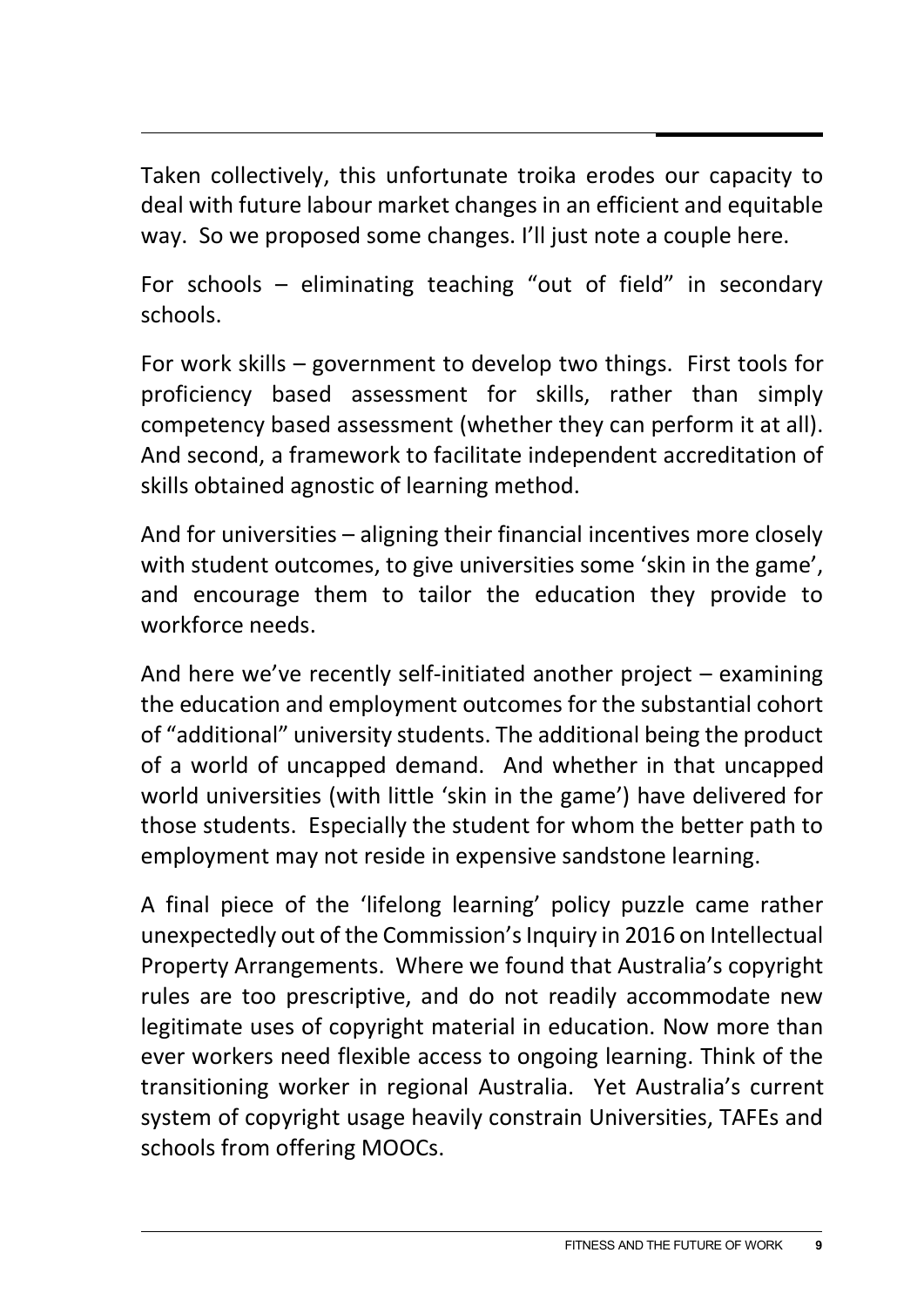Taken collectively, this unfortunate troika erodes our capacity to deal with future labour market changes in an efficient and equitable way. So we proposed some changes. I'll just note a couple here.

For schools – eliminating teaching "out of field" in secondary schools.

For work skills – government to develop two things. First tools for proficiency based assessment for skills, rather than simply competency based assessment (whether they can perform it at all). And second, a framework to facilitate independent accreditation of skills obtained agnostic of learning method.

And for universities – aligning their financial incentives more closely with student outcomes, to give universities some 'skin in the game', and encourage them to tailor the education they provide to workforce needs.

And here we've recently self-initiated another project – examining the education and employment outcomes for the substantial cohort of "additional" university students. The additional being the product of a world of uncapped demand. And whether in that uncapped world universities (with little 'skin in the game') have delivered for those students. Especially the student for whom the better path to employment may not reside in expensive sandstone learning.

A final piece of the 'lifelong learning' policy puzzle came rather unexpectedly out of the Commission's Inquiry in 2016 on Intellectual Property Arrangements. Where we found that Australia's copyright rules are too prescriptive, and do not readily accommodate new legitimate uses of copyright material in education. Now more than ever workers need flexible access to ongoing learning. Think of the transitioning worker in regional Australia. Yet Australia's current system of copyright usage heavily constrain Universities, TAFEs and schools from offering MOOCs.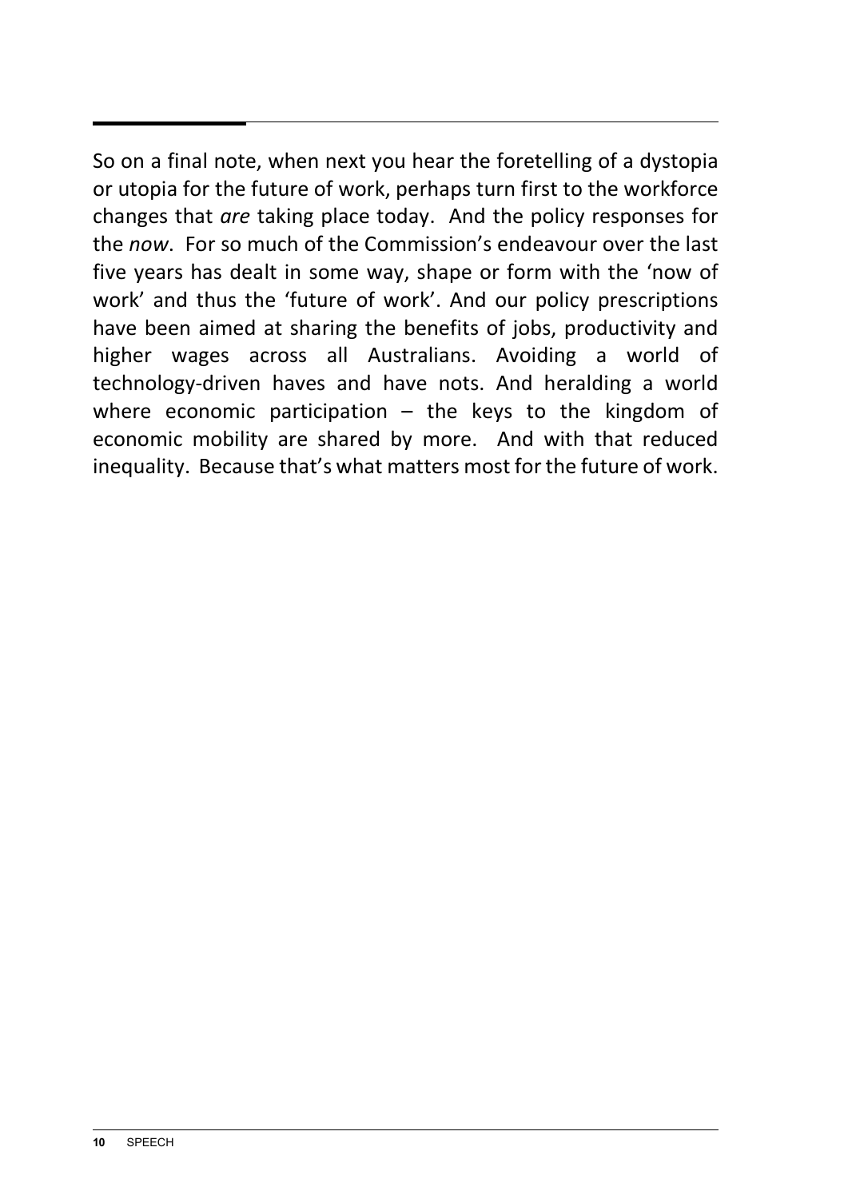So on a final note, when next you hear the foretelling of a dystopia or utopia for the future of work, perhaps turn first to the workforce changes that *are* taking place today. And the policy responses for the *now*. For so much of the Commission's endeavour over the last five years has dealt in some way, shape or form with the 'now of work' and thus the 'future of work'. And our policy prescriptions have been aimed at sharing the benefits of jobs, productivity and higher wages across all Australians. Avoiding a world of technology-driven haves and have nots. And heralding a world where economic participation – the keys to the kingdom of economic mobility are shared by more. And with that reduced inequality. Because that's what matters most for the future of work.